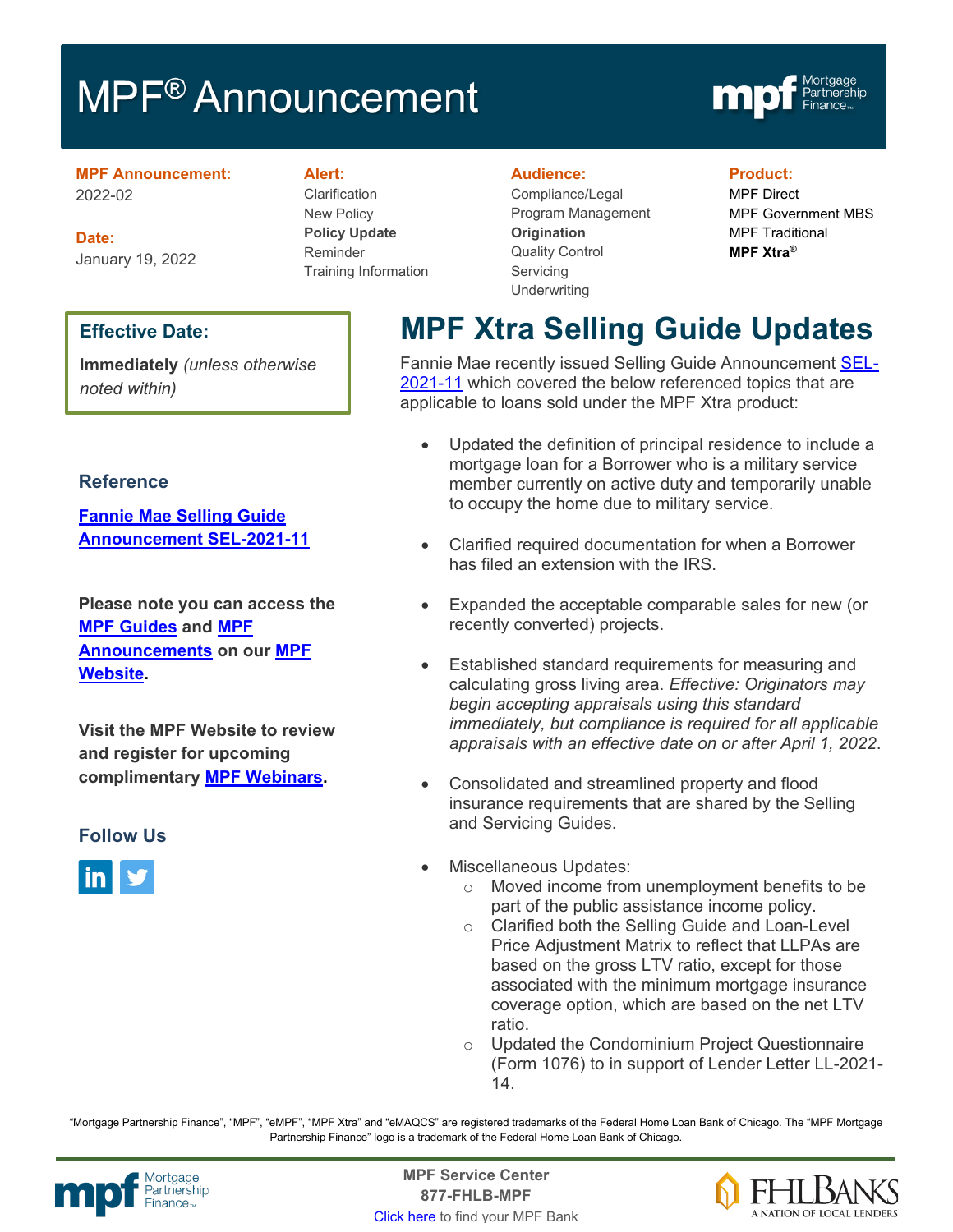# MPF® Announcement

**MPF Announcement:**
2022-02

**Date:**
January 19, 2022

**Alert:**
Clarification
New Policy
**Policy Update**
Reminder
Training Information

**Audience:**
Compliance/Legal
Program Management
**Origination**
Quality Control
Servicing
Underwriting

**Product:**
MPF Direct
MPF Government MBS
MPF Traditional
**MPF Xtra®**

**Effective Date:**

**Immediately** *(unless otherwise noted within)*

### Reference

[Fannie Mae Selling Guide Announcement SEL-2021-11]

**Please note you can access the MPF Guides and MPF Announcements on our MPF Website.**

**Visit the MPF Website to review and register for upcoming complimentary MPF Webinars.**

### Follow Us

## MPF Xtra Selling Guide Updates

Fannie Mae recently issued Selling Guide Announcement SEL-2021-11 which covered the below referenced topics that are applicable to loans sold under the MPF Xtra product:

- Updated the definition of principal residence to include a mortgage loan for a Borrower who is a military service member currently on active duty and temporarily unable to occupy the home due to military service.
- Clarified required documentation for when a Borrower has filed an extension with the IRS.
- Expanded the acceptable comparable sales for new (or recently converted) projects.
- Established standard requirements for measuring and calculating gross living area. *Effective: Originators may begin accepting appraisals using this standard immediately, but compliance is required for all applicable appraisals with an effective date on or after April 1, 2022*.
- Consolidated and streamlined property and flood insurance requirements that are shared by the Selling and Servicing Guides.
- Miscellaneous Updates:
  - Moved income from unemployment benefits to be part of the public assistance income policy.
  - Clarified both the Selling Guide and Loan-Level Price Adjustment Matrix to reflect that LLPAs are based on the gross LTV ratio, except for those associated with the minimum mortgage insurance coverage option, which are based on the net LTV ratio.
  - Updated the Condominium Project Questionnaire (Form 1076) to in support of Lender Letter LL-2021-14.

"Mortgage Partnership Finance", "MPF", "eMPF", "MPF Xtra" and "eMAQCS" are registered trademarks of the Federal Home Loan Bank of Chicago. The "MPF Mortgage Partnership Finance" logo is a trademark of the Federal Home Loan Bank of Chicago.

**MPF Service Center**
**877-FHLB-MPF**
Click here to find your MPF Bank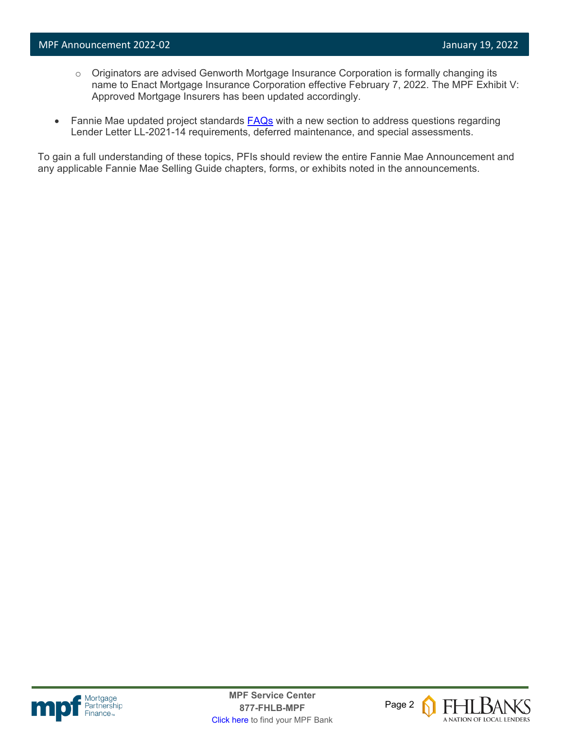- Originators are advised Genworth Mortgage Insurance Corporation is formally changing its name to Enact Mortgage Insurance Corporation effective February 7, 2022. The MPF Exhibit V: Approved Mortgage Insurers has been updated accordingly.

- Fannie Mae updated project standards FAQs with a new section to address questions regarding Lender Letter LL-2021-14 requirements, deferred maintenance, and special assessments.

To gain a full understanding of these topics, PFIs should review the entire Fannie Mae Announcement and any applicable Fannie Mae Selling Guide chapters, forms, or exhibits noted in the announcements.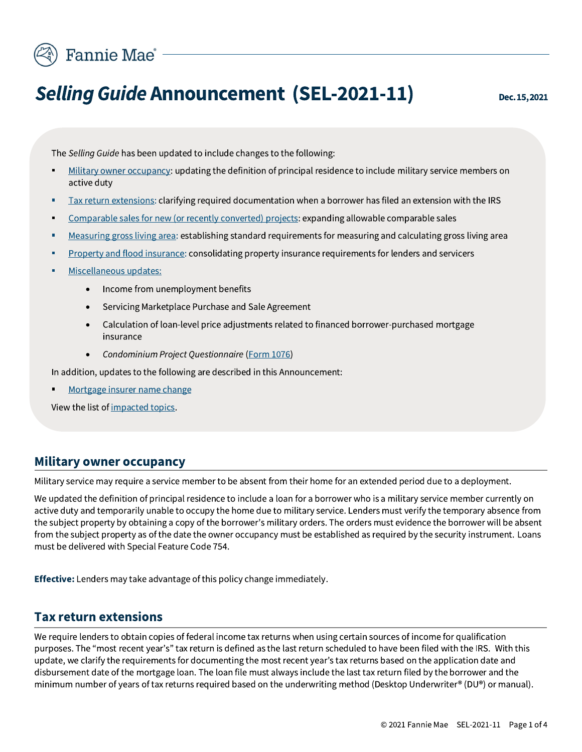# *Selling Guide* Announcement (SEL-2021-11)

**Dec. 15, 2021**

The *Selling Guide* has been updated to include changes to the following:

- Military owner occupancy: updating the definition of principal residence to include military service members on active duty
- Tax return extensions: clarifying required documentation when a borrower has filed an extension with the IRS
- Comparable sales for new (or recently converted) projects: expanding allowable comparable sales
- Measuring gross living area: establishing standard requirements for measuring and calculating gross living area
- Property and flood insurance: consolidating property insurance requirements for lenders and servicers
- Miscellaneous updates:
    - Income from unemployment benefits
    - Servicing Marketplace Purchase and Sale Agreement
    - Calculation of loan-level price adjustments related to financed borrower-purchased mortgage insurance
    - *Condominium Project Questionnaire* (Form 1076)

In addition, updates to the following are described in this Announcement:

- Mortgage insurer name change

View the list of impacted topics.

## Military owner occupancy

Military service may require a service member to be absent from their home for an extended period due to a deployment.

We updated the definition of principal residence to include a loan for a borrower who is a military service member currently on active duty and temporarily unable to occupy the home due to military service. Lenders must verify the temporary absence from the subject property by obtaining a copy of the borrower's military orders. The orders must evidence the borrower will be absent from the subject property as of the date the owner occupancy must be established as required by the security instrument. Loans must be delivered with Special Feature Code 754.

**Effective:** Lenders may take advantage of this policy change immediately.

## Tax return extensions

We require lenders to obtain copies of federal income tax returns when using certain sources of income for qualification purposes. The "most recent year's" tax return is defined as the last return scheduled to have been filed with the IRS. With this update, we clarify the requirements for documenting the most recent year's tax returns based on the application date and disbursement date of the mortgage loan. The loan file must always include the last tax return filed by the borrower and the minimum number of years of tax returns required based on the underwriting method (Desktop Underwriter® (DU®) or manual).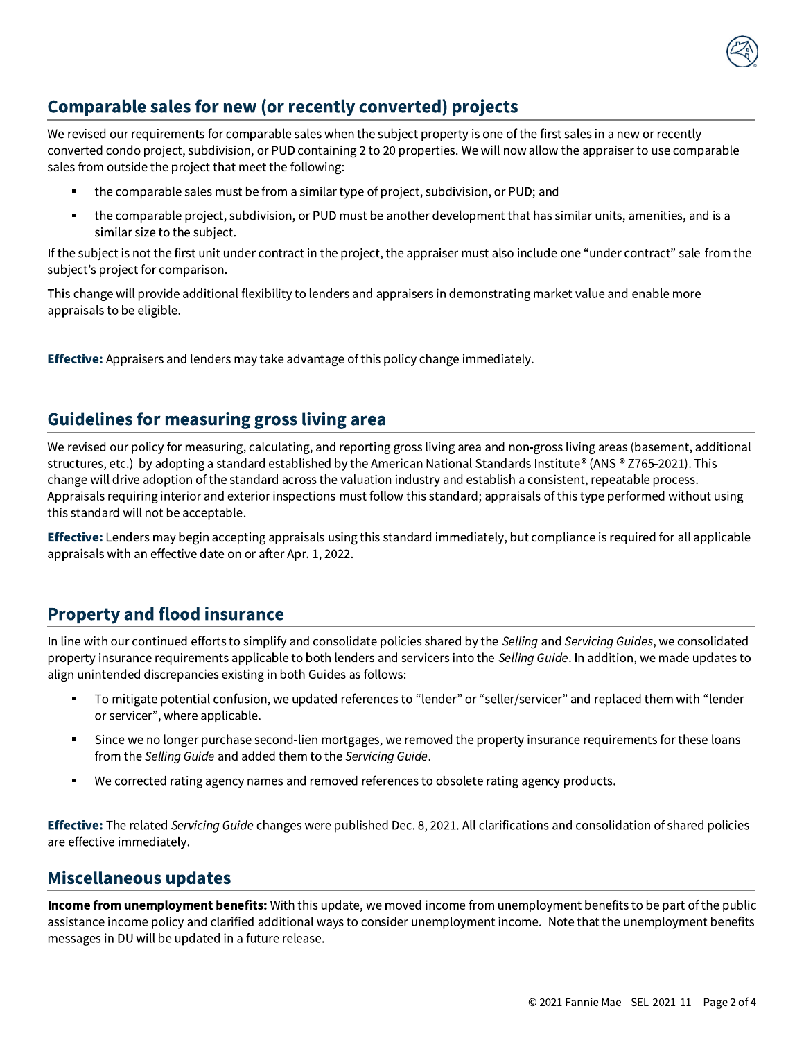## Comparable sales for new (or recently converted) projects

We revised our requirements for comparable sales when the subject property is one of the first sales in a new or recently converted condo project, subdivision, or PUD containing 2 to 20 properties. We will now allow the appraiser to use comparable sales from outside the project that meet the following:

- the comparable sales must be from a similar type of project, subdivision, or PUD; and
- the comparable project, subdivision, or PUD must be another development that has similar units, amenities, and is a similar size to the subject.

If the subject is not the first unit under contract in the project, the appraiser must also include one "under contract" sale from the subject's project for comparison.

This change will provide additional flexibility to lenders and appraisers in demonstrating market value and enable more appraisals to be eligible.

**Effective:** Appraisers and lenders may take advantage of this policy change immediately.

## Guidelines for measuring gross living area

We revised our policy for measuring, calculating, and reporting gross living area and non-gross living areas (basement, additional structures, etc.) by adopting a standard established by the American National Standards Institute® (ANSI® Z765-2021). This change will drive adoption of the standard across the valuation industry and establish a consistent, repeatable process. Appraisals requiring interior and exterior inspections must follow this standard; appraisals of this type performed without using this standard will not be acceptable.

**Effective:** Lenders may begin accepting appraisals using this standard immediately, but compliance is required for all applicable appraisals with an effective date on or after Apr. 1, 2022.

## Property and flood insurance

In line with our continued efforts to simplify and consolidate policies shared by the *Selling* and *Servicing Guides*, we consolidated property insurance requirements applicable to both lenders and servicers into the *Selling Guide*. In addition, we made updates to align unintended discrepancies existing in both Guides as follows:

- To mitigate potential confusion, we updated references to "lender" or "seller/servicer" and replaced them with "lender or servicer", where applicable.
- Since we no longer purchase second-lien mortgages, we removed the property insurance requirements for these loans from the *Selling Guide* and added them to the *Servicing Guide*.
- We corrected rating agency names and removed references to obsolete rating agency products.

**Effective:** The related *Servicing Guide* changes were published Dec. 8, 2021. All clarifications and consolidation of shared policies are effective immediately.

## Miscellaneous updates

**Income from unemployment benefits:** With this update, we moved income from unemployment benefits to be part of the public assistance income policy and clarified additional ways to consider unemployment income. Note that the unemployment benefits messages in DU will be updated in a future release.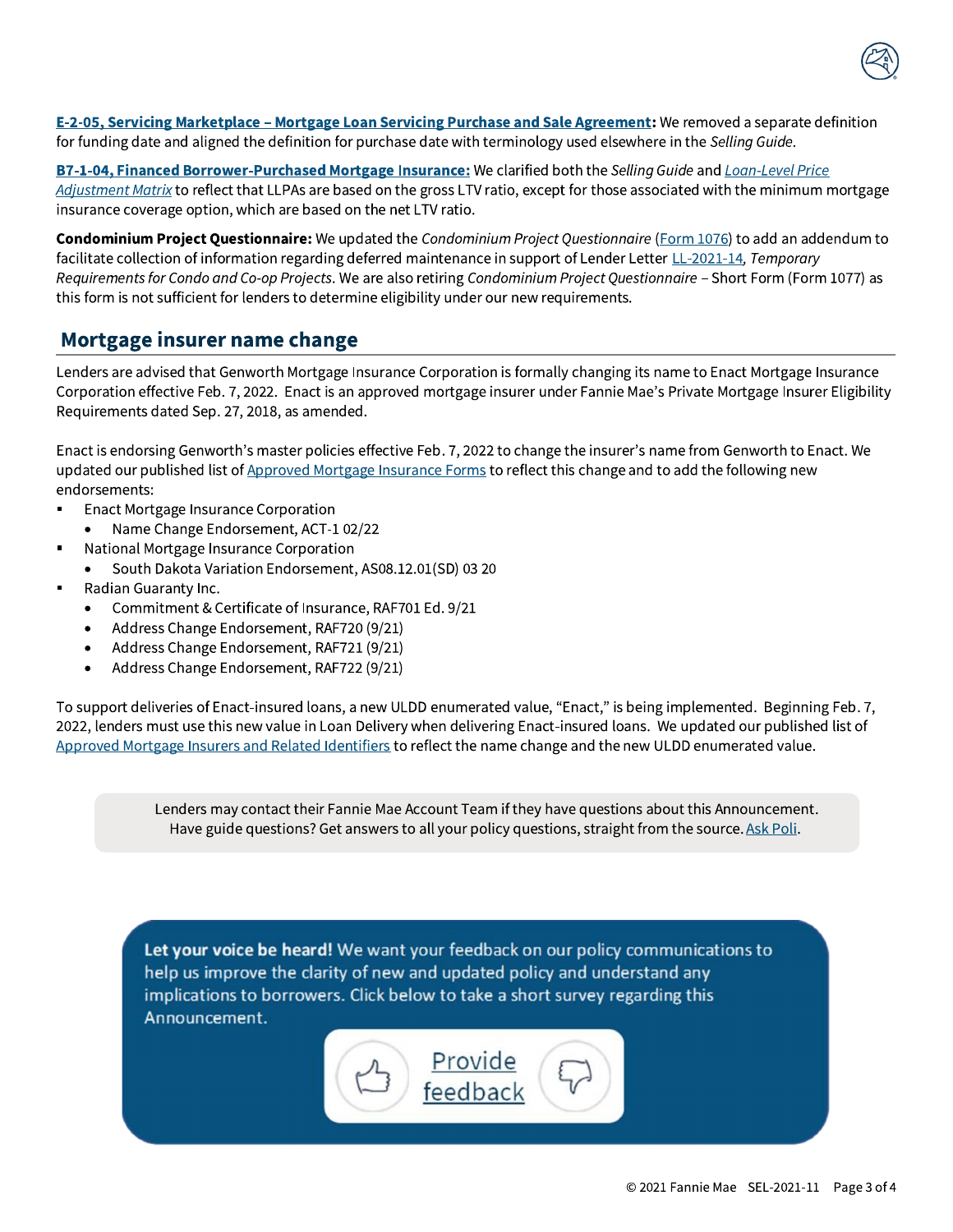**E-2-05, Servicing Marketplace – Mortgage Loan Servicing Purchase and Sale Agreement:** We removed a separate definition for funding date and aligned the definition for purchase date with terminology used elsewhere in the *Selling Guide.*

**B7-1-04, Financed Borrower-Purchased Mortgage Insurance:** We clarified both the *Selling Guide* and *Loan-Level Price Adjustment Matrix* to reflect that LLPAs are based on the gross LTV ratio, except for those associated with the minimum mortgage insurance coverage option, which are based on the net LTV ratio.

**Condominium Project Questionnaire:** We updated the *Condominium Project Questionnaire* (Form 1076) to add an addendum to facilitate collection of information regarding deferred maintenance in support of Lender Letter LL-2021-14, *Temporary Requirements for Condo and Co-op Projects*. We are also retiring *Condominium Project Questionnaire –* Short Form (Form 1077) as this form is not sufficient for lenders to determine eligibility under our new requirements.

## Mortgage insurer name change

Lenders are advised that Genworth Mortgage Insurance Corporation is formally changing its name to Enact Mortgage Insurance Corporation effective Feb. 7, 2022. Enact is an approved mortgage insurer under Fannie Mae's Private Mortgage Insurer Eligibility Requirements dated Sep. 27, 2018, as amended.

Enact is endorsing Genworth's master policies effective Feb. 7, 2022 to change the insurer's name from Genworth to Enact. We updated our published list of Approved Mortgage Insurance Forms to reflect this change and to add the following new endorsements:

- Enact Mortgage Insurance Corporation
  - Name Change Endorsement, ACT-1 02/22
- National Mortgage Insurance Corporation
  - South Dakota Variation Endorsement, AS08.12.01(SD) 03 20
- Radian Guaranty Inc.
  - Commitment & Certificate of Insurance, RAF701 Ed. 9/21
  - Address Change Endorsement, RAF720 (9/21)
  - Address Change Endorsement, RAF721 (9/21)
  - Address Change Endorsement, RAF722 (9/21)

To support deliveries of Enact-insured loans, a new ULDD enumerated value, "Enact," is being implemented. Beginning Feb. 7, 2022, lenders must use this new value in Loan Delivery when delivering Enact-insured loans. We updated our published list of Approved Mortgage Insurers and Related Identifiers to reflect the name change and the new ULDD enumerated value.

Lenders may contact their Fannie Mae Account Team if they have questions about this Announcement. Have guide questions? Get answers to all your policy questions, straight from the source. Ask Poli.

**Let your voice be heard!** We want your feedback on our policy communications to help us improve the clarity of new and updated policy and understand any implications to borrowers. Click below to take a short survey regarding this Announcement.

Provide feedback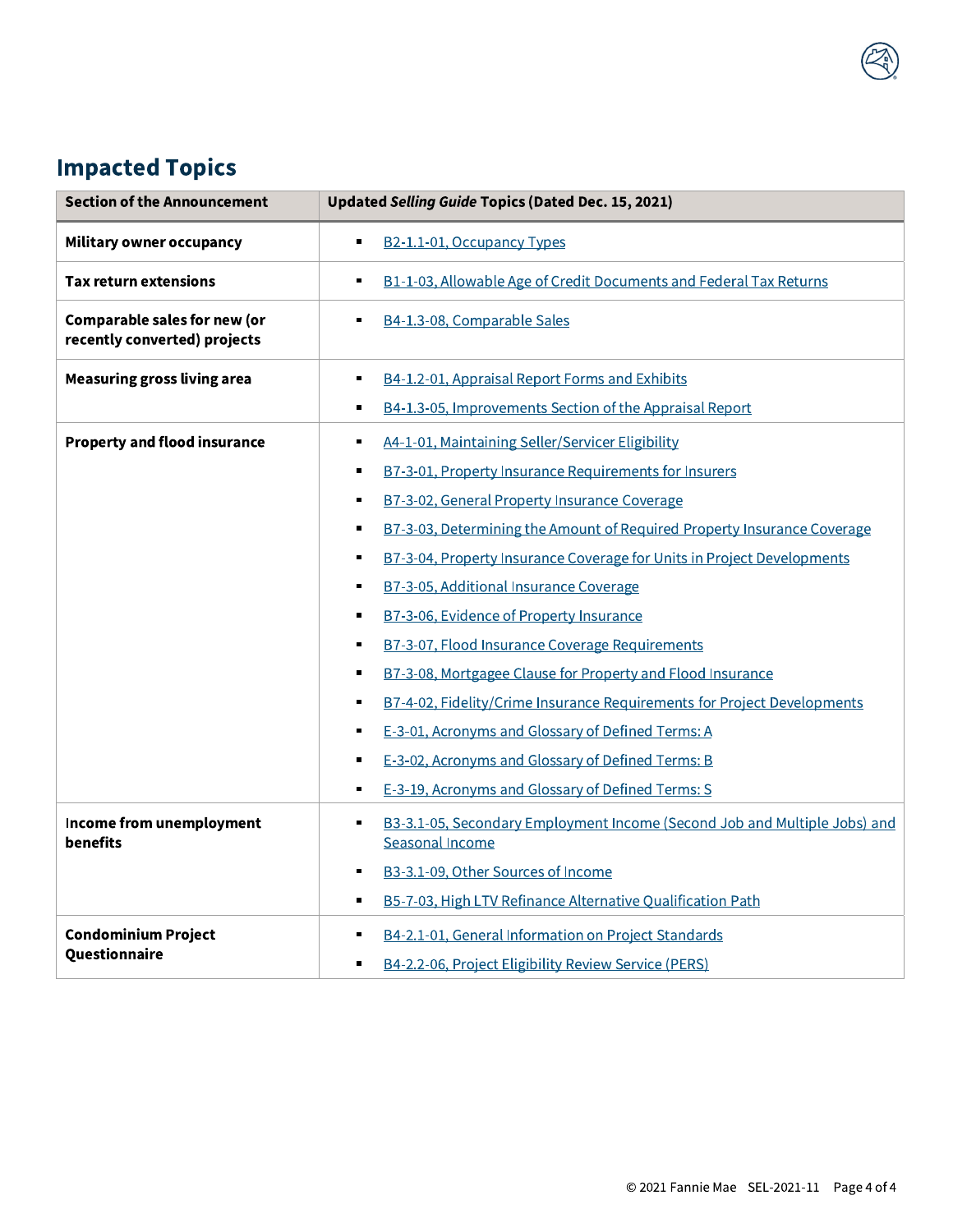## Impacted Topics

| Section of the Announcement | Updated *Selling Guide* Topics (Dated Dec. 15, 2021) |
|---|---|
| **Military owner occupancy** | ▪ B2-1.1-01, Occupancy Types |
| **Tax return extensions** | ▪ B1-1-03, Allowable Age of Credit Documents and Federal Tax Returns |
| **Comparable sales for new (or recently converted) projects** | ▪ B4-1.3-08, Comparable Sales |
| **Measuring gross living area** | ▪ B4-1.2-01, Appraisal Report Forms and Exhibits<br>▪ B4-1.3-05, Improvements Section of the Appraisal Report |
| **Property and flood insurance** | ▪ A4-1-01, Maintaining Seller/Servicer Eligibility<br>▪ B7-3-01, Property Insurance Requirements for Insurers<br>▪ B7-3-02, General Property Insurance Coverage<br>▪ B7-3-03, Determining the Amount of Required Property Insurance Coverage<br>▪ B7-3-04, Property Insurance Coverage for Units in Project Developments<br>▪ B7-3-05, Additional Insurance Coverage<br>▪ B7-3-06, Evidence of Property Insurance<br>▪ B7-3-07, Flood Insurance Coverage Requirements<br>▪ B7-3-08, Mortgagee Clause for Property and Flood Insurance<br>▪ B7-4-02, Fidelity/Crime Insurance Requirements for Project Developments<br>▪ E-3-01, Acronyms and Glossary of Defined Terms: A<br>▪ E-3-02, Acronyms and Glossary of Defined Terms: B<br>▪ E-3-19, Acronyms and Glossary of Defined Terms: S |
| **Income from unemployment benefits** | ▪ B3-3.1-05, Secondary Employment Income (Second Job and Multiple Jobs) and Seasonal Income<br>▪ B3-3.1-09, Other Sources of Income<br>▪ B5-7-03, High LTV Refinance Alternative Qualification Path |
| **Condominium Project Questionnaire** | ▪ B4-2.1-01, General Information on Project Standards<br>▪ B4-2.2-06, Project Eligibility Review Service (PERS) |